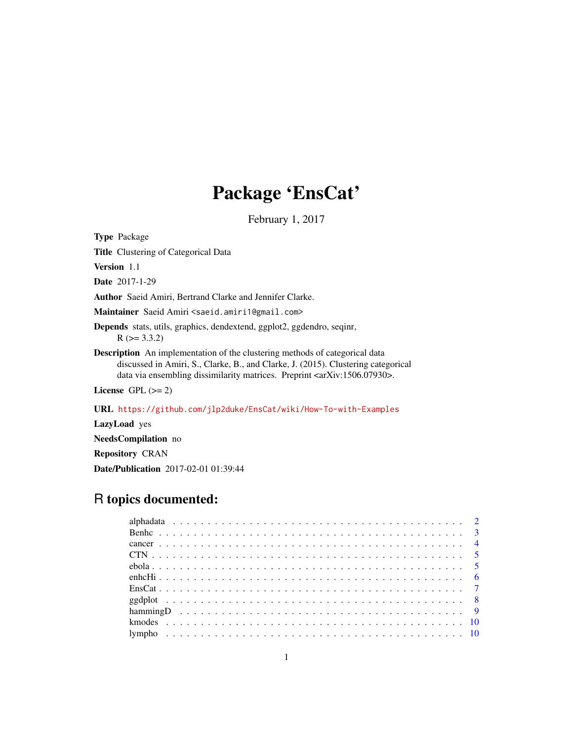# Package 'EnsCat'

February 1, 2017

**Type** Package

**Title** Clustering of Categorical Data

**Version** 1.1

**Date** 2017-1-29

**Author** Saeid Amiri, Bertrand Clarke and Jennifer Clarke.

**Maintainer** Saeid Amiri <saeid.amiri1@gmail.com>

**Depends** stats, utils, graphics, dendextend, ggplot2, ggdendro, seqinr, R (>= 3.3.2)

**Description** An implementation of the clustering methods of categorical data discussed in Amiri, S., Clarke, B., and Clarke, J. (2015). Clustering categorical data via ensembling dissimilarity matrices. Preprint <arXiv:1506.07930>.

**License** GPL (>= 2)

**URL** https://github.com/jlp2duke/EnsCat/wiki/How-To-with-Examples

**LazyLoad** yes

**NeedsCompilation** no

**Repository** CRAN

**Date/Publication** 2017-02-01 01:39:44

## R topics documented:

- alphadata . . . . . . . . . . 2
- Benhc . . . . . . . . . . 3
- cancer . . . . . . . . . . 4
- CTN . . . . . . . . . . 5
- ebola . . . . . . . . . . 5
- enhcHi . . . . . . . . . . 6
- EnsCat . . . . . . . . . . 7
- ggdplot . . . . . . . . . . 8
- hammingD . . . . . . . . . . 9
- kmodes . . . . . . . . . . 10
- lympho . . . . . . . . . . 10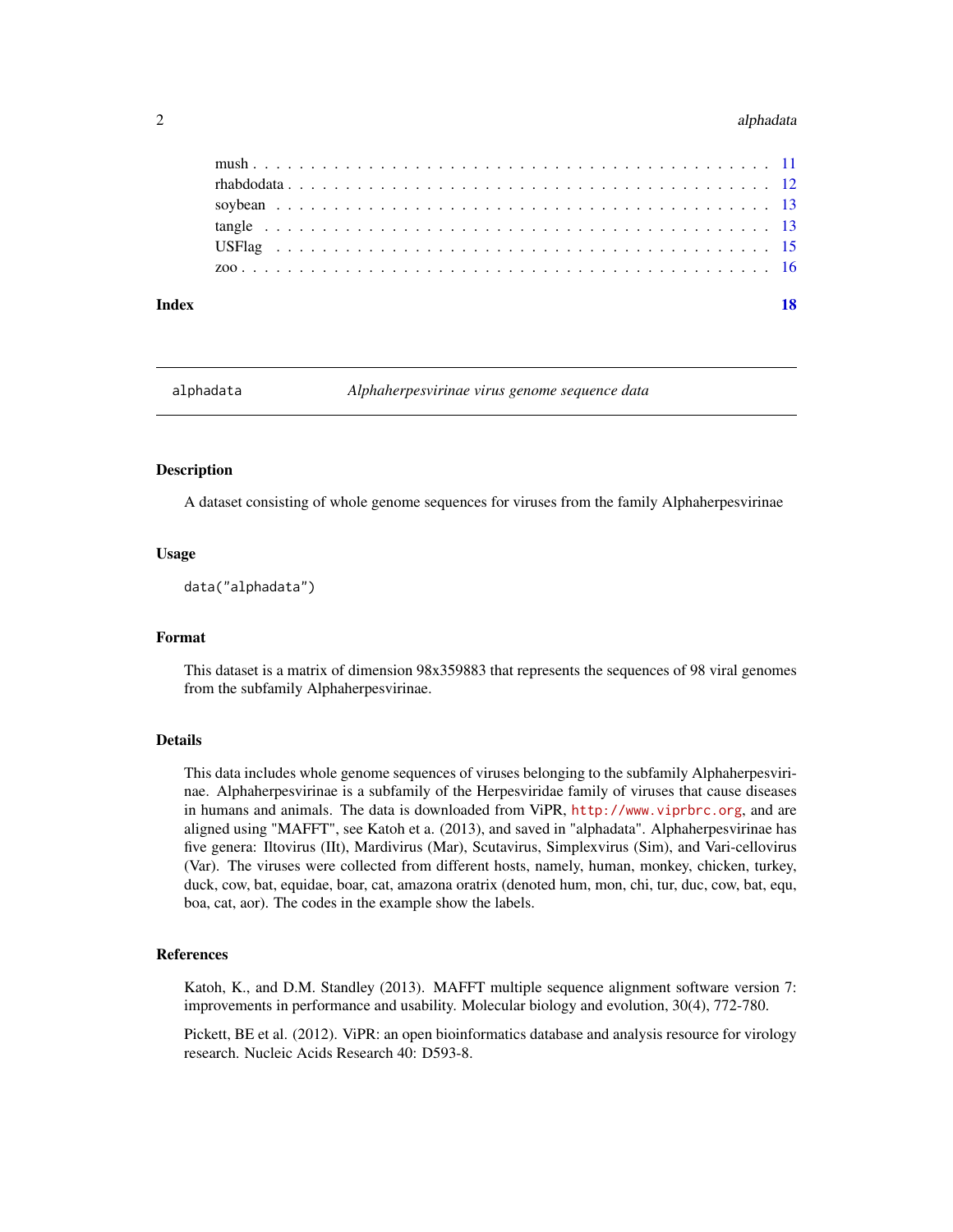mush . . . . . . . . . . . . . . . . . . . . . . . . . . . . . . . . . . . . . . . . . . 11
rhabdodata . . . . . . . . . . . . . . . . . . . . . . . . . . . . . . . . . . . . . . . 12
soybean . . . . . . . . . . . . . . . . . . . . . . . . . . . . . . . . . . . . . . . . 13
tangle . . . . . . . . . . . . . . . . . . . . . . . . . . . . . . . . . . . . . . . . 13
USFlag . . . . . . . . . . . . . . . . . . . . . . . . . . . . . . . . . . . . . . . . 15
zoo . . . . . . . . . . . . . . . . . . . . . . . . . . . . . . . . . . . . . . . . . . 16

**Index** **18**

---

## alphadata — *Alphaherpesvirinae virus genome sequence data*

### Description

A dataset consisting of whole genome sequences for viruses from the family Alphaherpesvirinae

### Usage

```
data("alphadata")
```

### Format

This dataset is a matrix of dimension 98x359883 that represents the sequences of 98 viral genomes from the subfamily Alphaherpesvirinae.

### Details

This data includes whole genome sequences of viruses belonging to the subfamily Alphaherpesvirinae. Alphaherpesvirinae is a subfamily of the Herpesviridae family of viruses that cause diseases in humans and animals. The data is downloaded from ViPR, http://www.viprbrc.org, and are aligned using "MAFFT", see Katoh et a. (2013), and saved in "alphadata". Alphaherpesvirinae has five genera: Iltovirus (IIt), Mardivirus (Mar), Scutavirus, Simplexvirus (Sim), and Vari-cellovirus (Var). The viruses were collected from different hosts, namely, human, monkey, chicken, turkey, duck, cow, bat, equidae, boar, cat, amazona oratrix (denoted hum, mon, chi, tur, duc, cow, bat, equ, boa, cat, aor). The codes in the example show the labels.

### References

Katoh, K., and D.M. Standley (2013). MAFFT multiple sequence alignment software version 7: improvements in performance and usability. Molecular biology and evolution, 30(4), 772-780.

Pickett, BE et al. (2012). ViPR: an open bioinformatics database and analysis resource for virology research. Nucleic Acids Research 40: D593-8.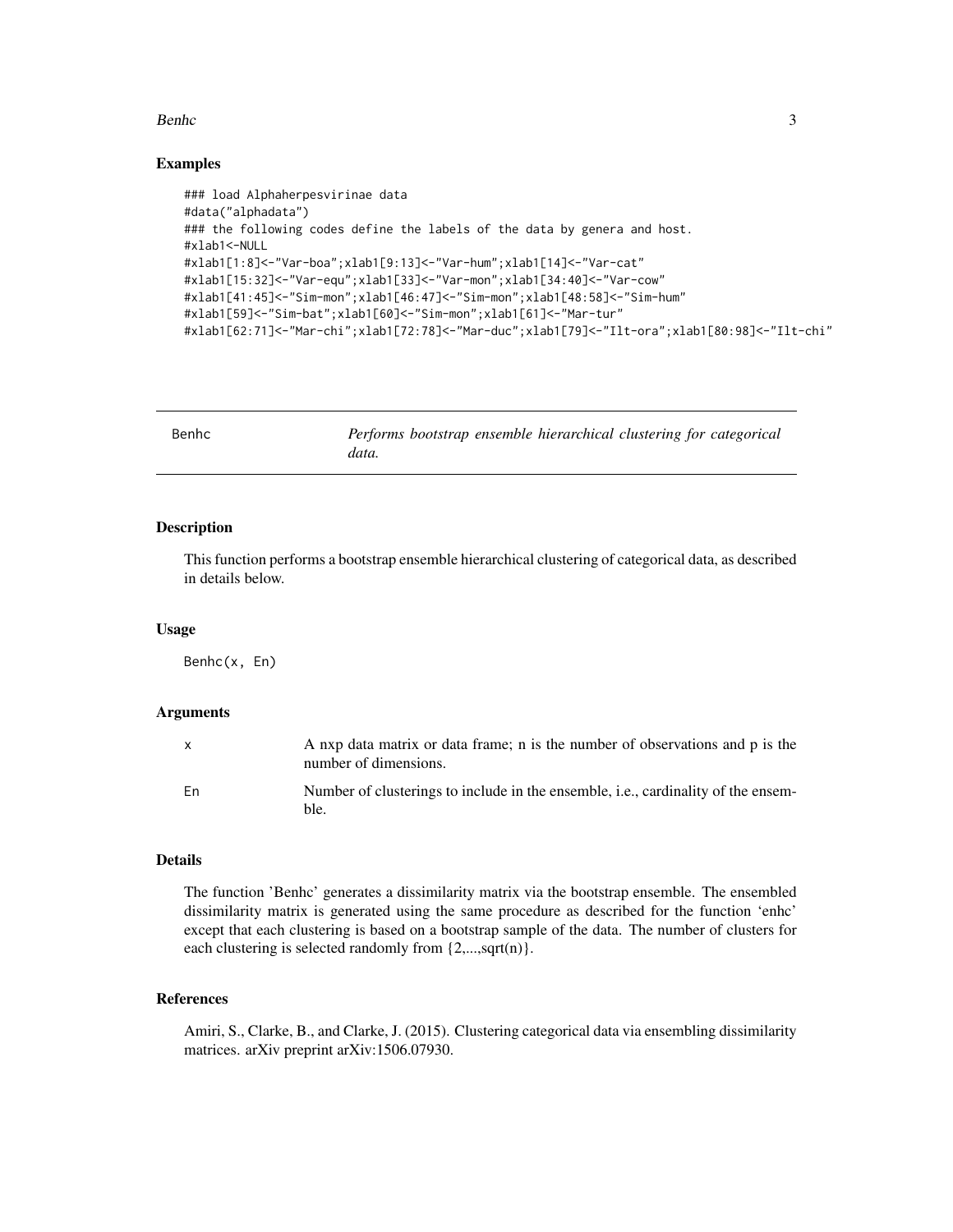## Examples

```
### load Alphaherpesvirinae data
#data("alphadata")
### the following codes define the labels of the data by genera and host.
#xlab1<-NULL
#xlab1[1:8]<-"Var-boa";xlab1[9:13]<-"Var-hum";xlab1[14]<-"Var-cat"
#xlab1[15:32]<-"Var-equ";xlab1[33]<-"Var-mon";xlab1[34:40]<-"Var-cow"
#xlab1[41:45]<-"Sim-mon";xlab1[46:47]<-"Sim-mon";xlab1[48:58]<-"Sim-hum"
#xlab1[59]<-"Sim-bat";xlab1[60]<-"Sim-mon";xlab1[61]<-"Mar-tur"
#xlab1[62:71]<-"Mar-chi";xlab1[72:78]<-"Mar-duc";xlab1[79]<-"Ilt-ora";xlab1[80:98]<-"Ilt-chi"
```

---

# Benhc — *Performs bootstrap ensemble hierarchical clustering for categorical data.*

---

## Description

This function performs a bootstrap ensemble hierarchical clustering of categorical data, as described in details below.

## Usage

```
Benhc(x, En)
```

## Arguments

| | |
|---|---|
| x | A nxp data matrix or data frame; n is the number of observations and p is the number of dimensions. |
| En | Number of clusterings to include in the ensemble, i.e., cardinality of the ensemble. |

## Details

The function 'Benhc' generates a dissimilarity matrix via the bootstrap ensemble. The ensembled dissimilarity matrix is generated using the same procedure as described for the function 'enhc' except that each clustering is based on a bootstrap sample of the data. The number of clusters for each clustering is selected randomly from {2,...,sqrt(n)}.

## References

Amiri, S., Clarke, B., and Clarke, J. (2015). Clustering categorical data via ensembling dissimilarity matrices. arXiv preprint arXiv:1506.07930.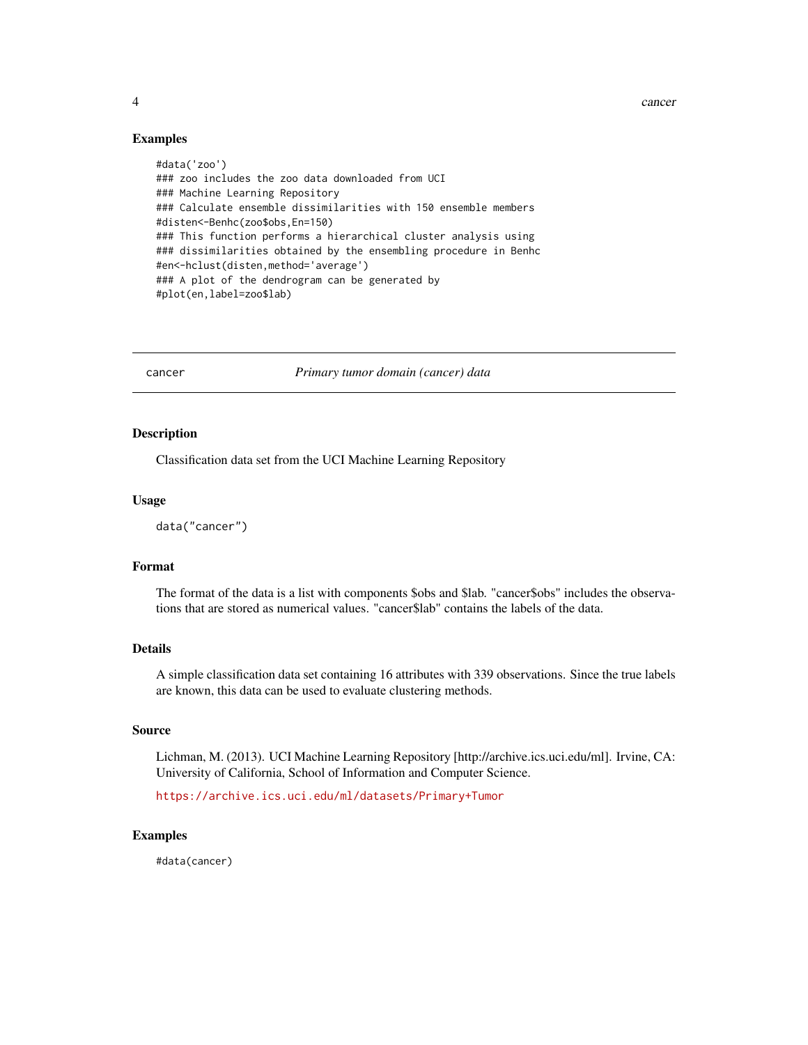### Examples

```
#data('zoo')
### zoo includes the zoo data downloaded from UCI
### Machine Learning Repository
### Calculate ensemble dissimilarities with 150 ensemble members
#disten<-Benhc(zoo$obs,En=150)
### This function performs a hierarchical cluster analysis using
### dissimilarities obtained by the ensembling procedure in Benhc
#en<-hclust(disten,method='average')
### A plot of the dendrogram can be generated by
#plot(en,label=zoo$lab)
```

---

## cancer — *Primary tumor domain (cancer) data*

---

### Description

Classification data set from the UCI Machine Learning Repository

### Usage

```
data("cancer")
```

### Format

The format of the data is a list with components $obs and $lab. "cancer$obs" includes the observations that are stored as numerical values. "cancer$lab" contains the labels of the data.

### Details

A simple classification data set containing 16 attributes with 339 observations. Since the true labels are known, this data can be used to evaluate clustering methods.

### Source

Lichman, M. (2013). UCI Machine Learning Repository [http://archive.ics.uci.edu/ml]. Irvine, CA: University of California, School of Information and Computer Science.

https://archive.ics.uci.edu/ml/datasets/Primary+Tumor

### Examples

```
#data(cancer)
```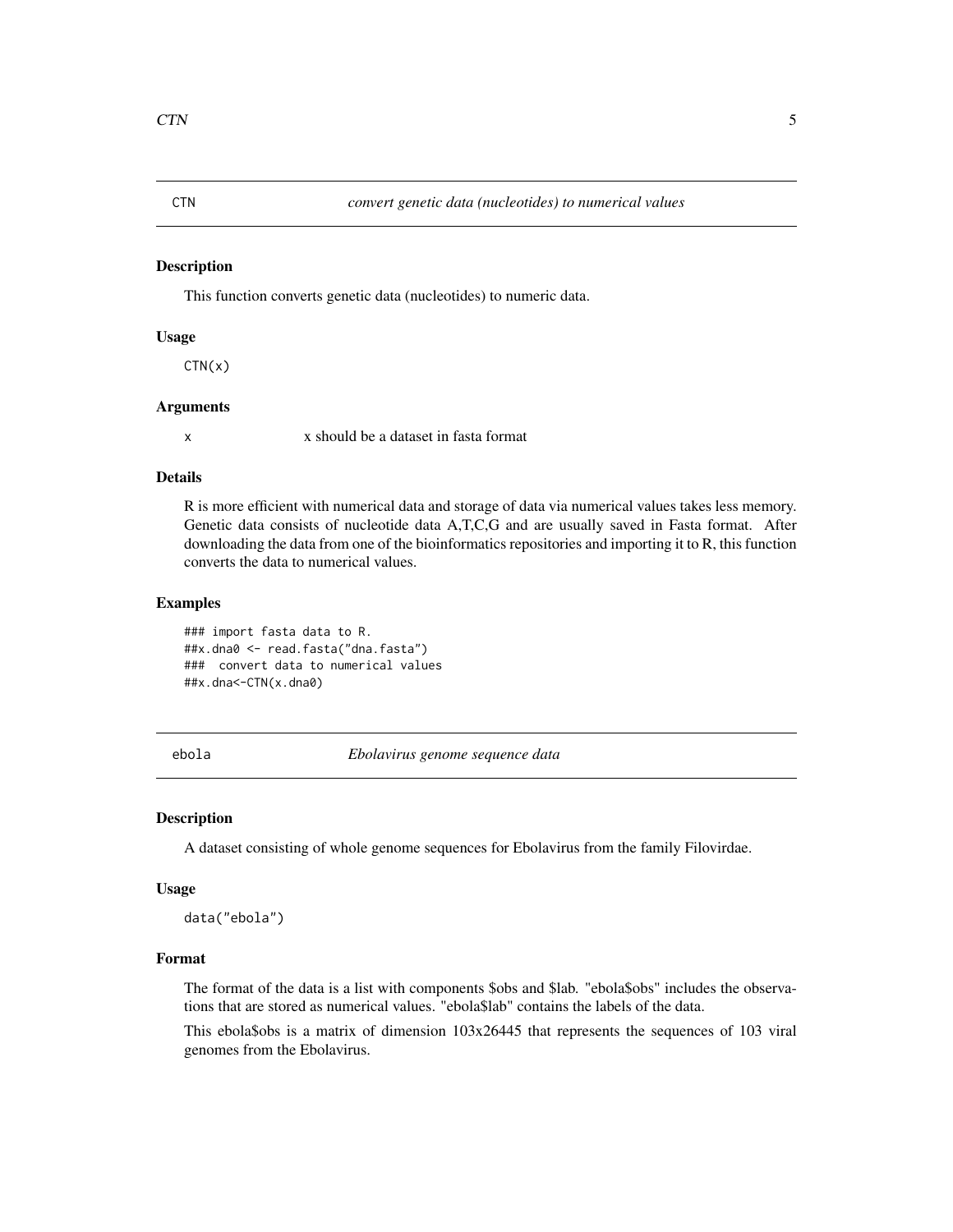## CTN — *convert genetic data (nucleotides) to numerical values*

### Description

This function converts genetic data (nucleotides) to numeric data.

### Usage

```
CTN(x)
```

### Arguments

| | |
|---|---|
| x | x should be a dataset in fasta format |

### Details

R is more efficient with numerical data and storage of data via numerical values takes less memory. Genetic data consists of nucleotide data A,T,C,G and are usually saved in Fasta format. After downloading the data from one of the bioinformatics repositories and importing it to R, this function converts the data to numerical values.

### Examples

```
### import fasta data to R.
##x.dna0 <- read.fasta("dna.fasta")
###  convert data to numerical values
##x.dna<-CTN(x.dna0)
```

## ebola — *Ebolavirus genome sequence data*

### Description

A dataset consisting of whole genome sequences for Ebolavirus from the family Filovirdae.

### Usage

```
data("ebola")
```

### Format

The format of the data is a list with components $obs and $lab. "ebola$obs" includes the observations that are stored as numerical values. "ebola$lab" contains the labels of the data.

This ebola$obs is a matrix of dimension 103x26445 that represents the sequences of 103 viral genomes from the Ebolavirus.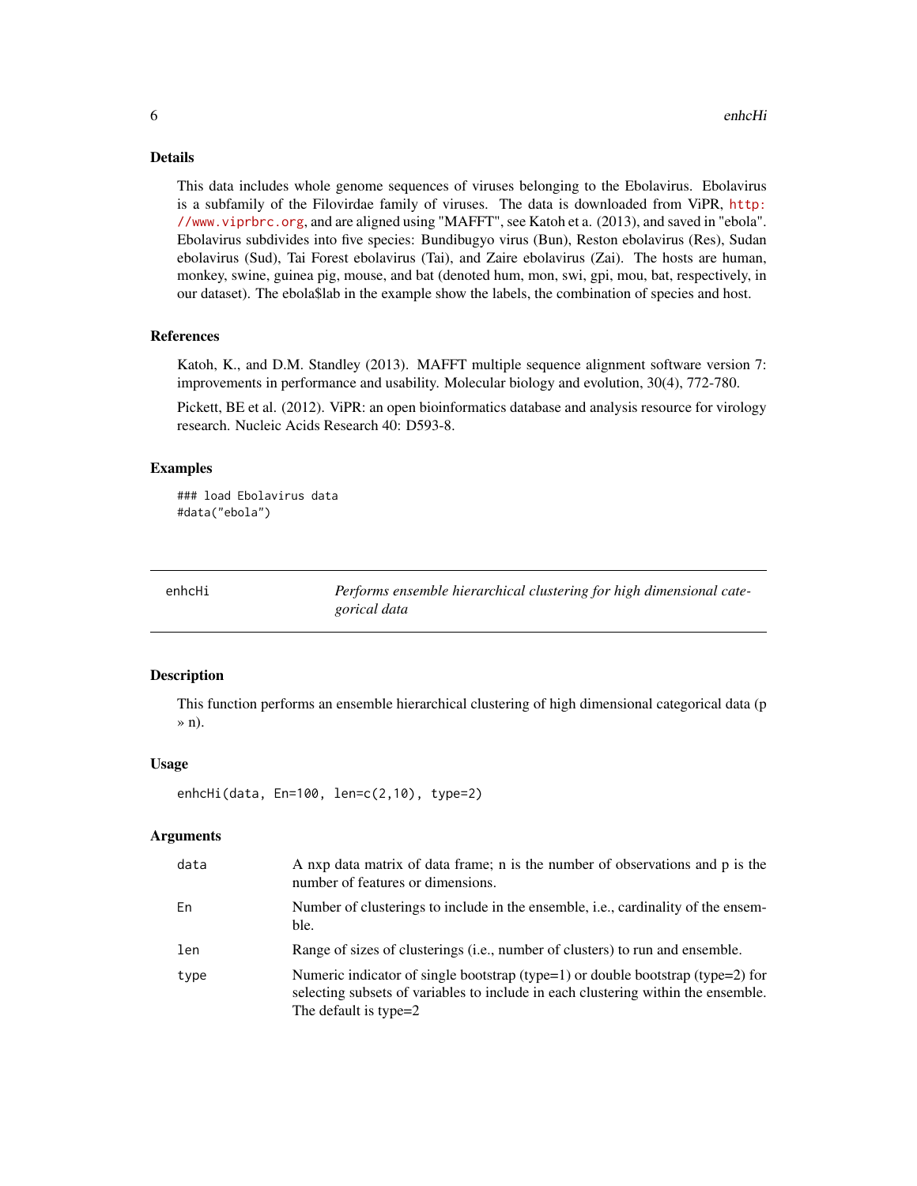## Details

This data includes whole genome sequences of viruses belonging to the Ebolavirus. Ebolavirus is a subfamily of the Filovirdae family of viruses. The data is downloaded from ViPR, http://www.viprbrc.org, and are aligned using "MAFFT", see Katoh et a. (2013), and saved in "ebola". Ebolavirus subdivides into five species: Bundibugyo virus (Bun), Reston ebolavirus (Res), Sudan ebolavirus (Sud), Tai Forest ebolavirus (Tai), and Zaire ebolavirus (Zai). The hosts are human, monkey, swine, guinea pig, mouse, and bat (denoted hum, mon, swi, gpi, mou, bat, respectively, in our dataset). The ebola$lab in the example show the labels, the combination of species and host.

## References

Katoh, K., and D.M. Standley (2013). MAFFT multiple sequence alignment software version 7: improvements in performance and usability. Molecular biology and evolution, 30(4), 772-780.

Pickett, BE et al. (2012). ViPR: an open bioinformatics database and analysis resource for virology research. Nucleic Acids Research 40: D593-8.

## Examples

```
### load Ebolavirus data
#data("ebola")
```

---

# enhcHi — *Performs ensemble hierarchical clustering for high dimensional categorical data*

## Description

This function performs an ensemble hierarchical clustering of high dimensional categorical data (p » n).

## Usage

```
enhcHi(data, En=100, len=c(2,10), type=2)
```

## Arguments

| | |
|---|---|
| `data` | A nxp data matrix of data frame; n is the number of observations and p is the number of features or dimensions. |
| `En` | Number of clusterings to include in the ensemble, i.e., cardinality of the ensemble. |
| `len` | Range of sizes of clusterings (i.e., number of clusters) to run and ensemble. |
| `type` | Numeric indicator of single bootstrap (type=1) or double bootstrap (type=2) for selecting subsets of variables to include in each clustering within the ensemble. The default is type=2 |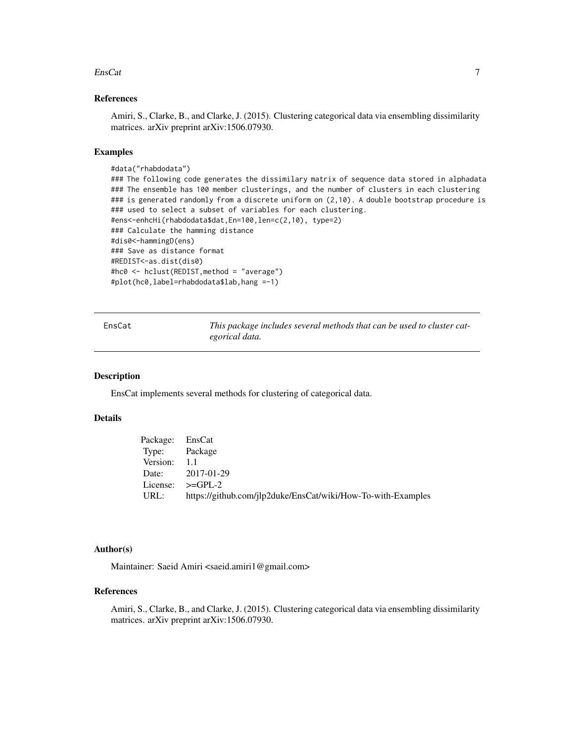### References

Amiri, S., Clarke, B., and Clarke, J. (2015). Clustering categorical data via ensembling dissimilarity matrices. arXiv preprint arXiv:1506.07930.

### Examples

```
#data("rhabdodata")
### The following code generates the dissimilary matrix of sequence data stored in alphadata
### The ensemble has 100 member clusterings, and the number of clusters in each clustering
### is generated randomly from a discrete uniform on (2,10). A double bootstrap procedure is
### used to select a subset of variables for each clustering.
#ens<-enhcHi(rhabdodata$dat,En=100,len=c(2,10), type=2)
### Calculate the hamming distance
#dis0<-hammingD(ens)
### Save as distance format
#REDIST<-as.dist(dis0)
#hc0 <- hclust(REDIST,method = "average")
#plot(hc0,label=rhabdodata$lab,hang =-1)
```

---

## EnsCat — *This package includes several methods that can be used to cluster categorical data.*

---

### Description

EnsCat implements several methods for clustering of categorical data.

### Details

| | |
|---|---|
| Package: | EnsCat |
| Type: | Package |
| Version: | 1.1 |
| Date: | 2017-01-29 |
| License: | >=GPL-2 |
| URL: | https://github.com/jlp2duke/EnsCat/wiki/How-To-with-Examples |

### Author(s)

Maintainer: Saeid Amiri <saeid.amiri1@gmail.com>

### References

Amiri, S., Clarke, B., and Clarke, J. (2015). Clustering categorical data via ensembling dissimilarity matrices. arXiv preprint arXiv:1506.07930.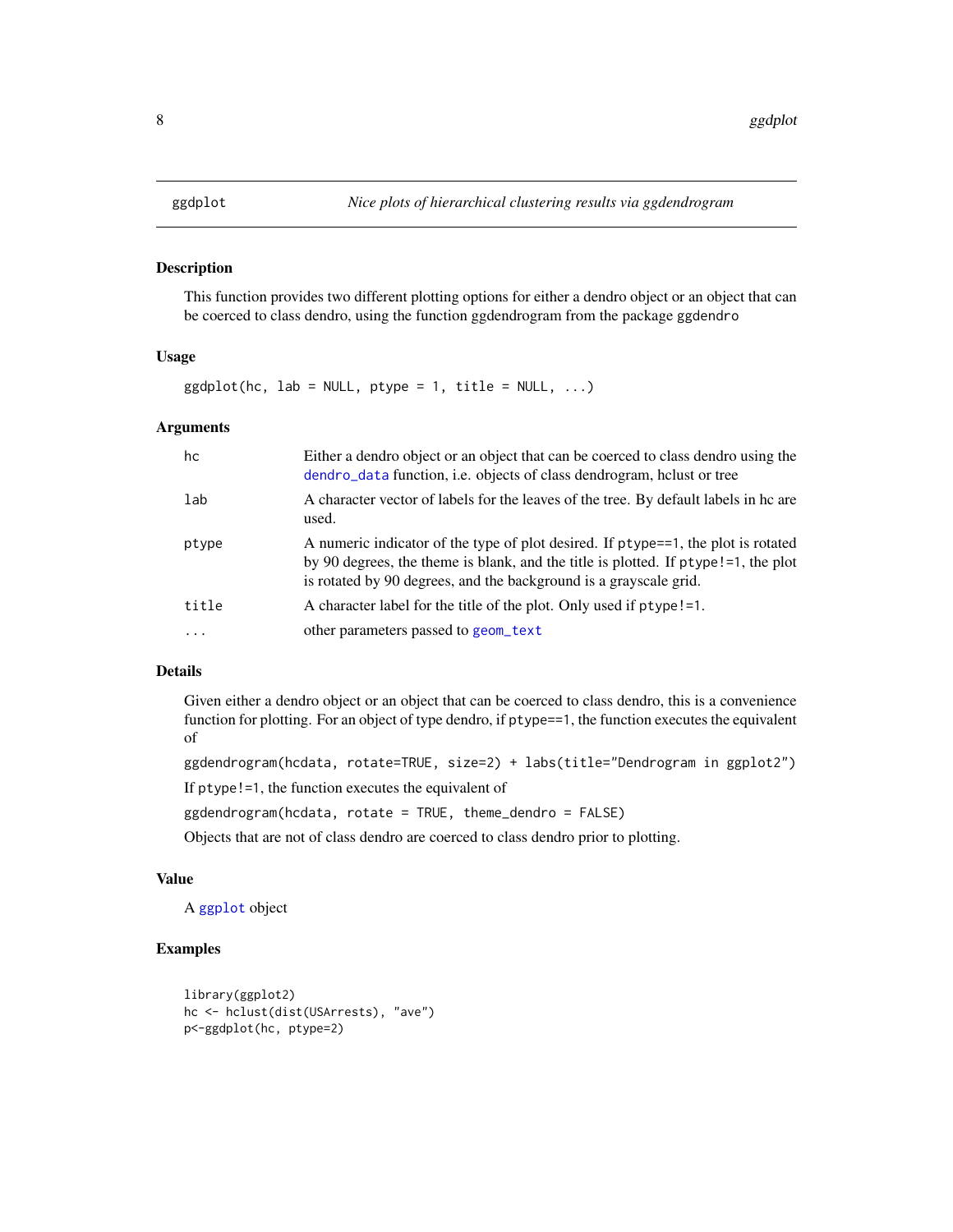## ggdplot — *Nice plots of hierarchical clustering results via ggdendrogram*

### Description

This function provides two different plotting options for either a dendro object or an object that can be coerced to class dendro, using the function ggdendrogram from the package `ggdendro`

### Usage

```
ggdplot(hc, lab = NULL, ptype = 1, title = NULL, ...)
```

### Arguments

| | |
|---|---|
| `hc` | Either a dendro object or an object that can be coerced to class dendro using the `dendro_data` function, i.e. objects of class dendrogram, hclust or tree |
| `lab` | A character vector of labels for the leaves of the tree. By default labels in hc are used. |
| `ptype` | A numeric indicator of the type of plot desired. If `ptype==1`, the plot is rotated by 90 degrees, the theme is blank, and the title is plotted. If `ptype!=1`, the plot is rotated by 90 degrees, and the background is a grayscale grid. |
| `title` | A character label for the title of the plot. Only used if `ptype!=1`. |
| `...` | other parameters passed to `geom_text` |

### Details

Given either a dendro object or an object that can be coerced to class dendro, this is a convenience function for plotting. For an object of type dendro, if `ptype==1`, the function executes the equivalent of

`ggdendrogram(hcdata, rotate=TRUE, size=2) + labs(title="Dendrogram in ggplot2")`

If `ptype!=1`, the function executes the equivalent of

`ggdendrogram(hcdata, rotate = TRUE, theme_dendro = FALSE)`

Objects that are not of class dendro are coerced to class dendro prior to plotting.

### Value

A `ggplot` object

### Examples

```
library(ggplot2)
hc <- hclust(dist(USArrests), "ave")
p<-ggdplot(hc, ptype=2)
```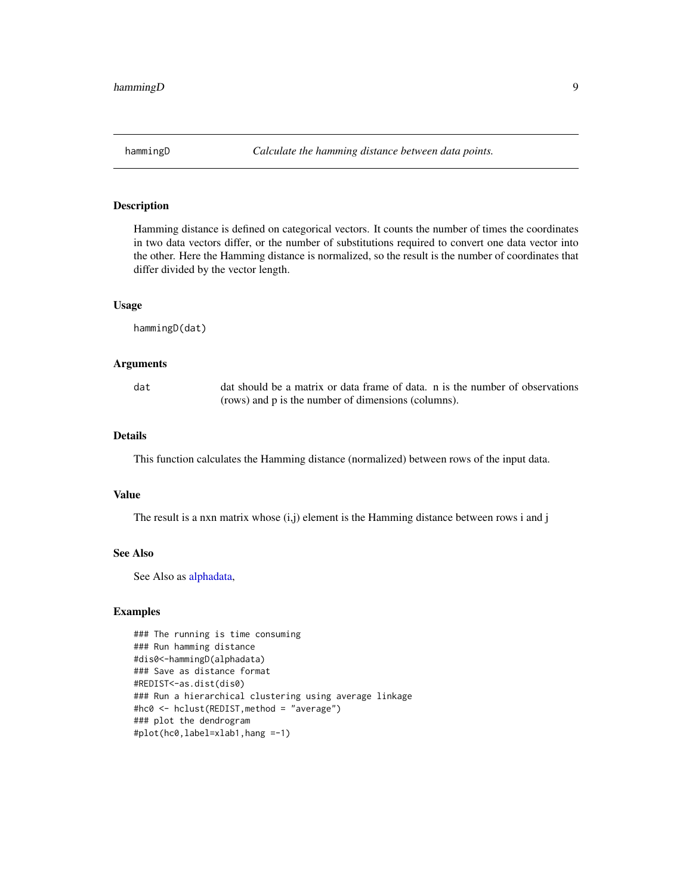## hammingD — *Calculate the hamming distance between data points.*

### Description

Hamming distance is defined on categorical vectors. It counts the number of times the coordinates in two data vectors differ, or the number of substitutions required to convert one data vector into the other. Here the Hamming distance is normalized, so the result is the number of coordinates that differ divided by the vector length.

### Usage

```
hammingD(dat)
```

### Arguments

| | |
|---|---|
| dat | dat should be a matrix or data frame of data. n is the number of observations (rows) and p is the number of dimensions (columns). |

### Details

This function calculates the Hamming distance (normalized) between rows of the input data.

### Value

The result is a nxn matrix whose (i,j) element is the Hamming distance between rows i and j

### See Also

See Also as alphadata,

### Examples

```
### The running is time consuming
### Run hamming distance
#dis0<-hammingD(alphadata)
### Save as distance format
#REDIST<-as.dist(dis0)
### Run a hierarchical clustering using average linkage
#hc0 <- hclust(REDIST,method = "average")
### plot the dendrogram
#plot(hc0,label=xlab1,hang =-1)
```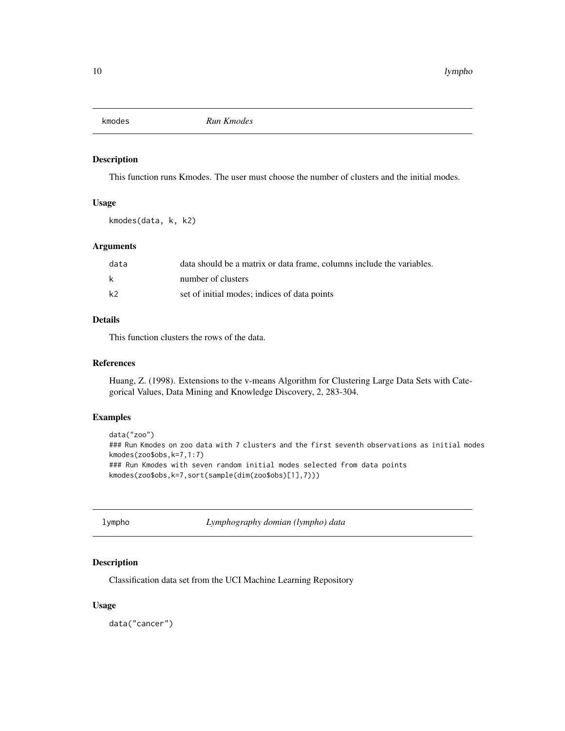## kmodes *Run Kmodes*

### Description

This function runs Kmodes. The user must choose the number of clusters and the initial modes.

### Usage

```
kmodes(data, k, k2)
```

### Arguments

| | |
|---|---|
| data | data should be a matrix or data frame, columns include the variables. |
| k | number of clusters |
| k2 | set of initial modes; indices of data points |

### Details

This function clusters the rows of the data.

### References

Huang, Z. (1998). Extensions to the v-means Algorithm for Clustering Large Data Sets with Categorical Values, Data Mining and Knowledge Discovery, 2, 283-304.

### Examples

```
data("zoo")
### Run Kmodes on zoo data with 7 clusters and the first seventh observations as initial modes
kmodes(zoo$obs,k=7,1:7)
### Run Kmodes with seven random initial modes selected from data points
kmodes(zoo$obs,k=7,sort(sample(dim(zoo$obs)[1],7)))
```

## lympho *Lymphography domian (lympho) data*

### Description

Classification data set from the UCI Machine Learning Repository

### Usage

```
data("cancer")
```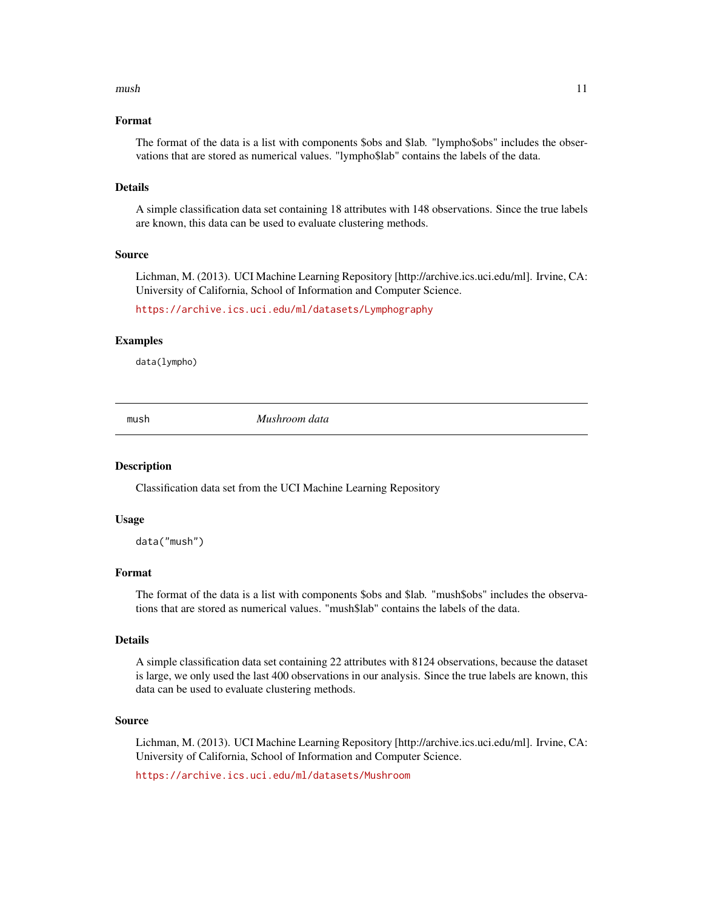### Format

The format of the data is a list with components $obs and $lab. "lympho$obs" includes the observations that are stored as numerical values. "lympho$lab" contains the labels of the data.

### Details

A simple classification data set containing 18 attributes with 148 observations. Since the true labels are known, this data can be used to evaluate clustering methods.

### Source

Lichman, M. (2013). UCI Machine Learning Repository [http://archive.ics.uci.edu/ml]. Irvine, CA: University of California, School of Information and Computer Science.

https://archive.ics.uci.edu/ml/datasets/Lymphography

### Examples

```
data(lympho)
```

---

## mush *Mushroom data*

---

### Description

Classification data set from the UCI Machine Learning Repository

### Usage

```
data("mush")
```

### Format

The format of the data is a list with components $obs and $lab. "mush$obs" includes the observations that are stored as numerical values. "mush$lab" contains the labels of the data.

### Details

A simple classification data set containing 22 attributes with 8124 observations, because the dataset is large, we only used the last 400 observations in our analysis. Since the true labels are known, this data can be used to evaluate clustering methods.

### Source

Lichman, M. (2013). UCI Machine Learning Repository [http://archive.ics.uci.edu/ml]. Irvine, CA: University of California, School of Information and Computer Science.

https://archive.ics.uci.edu/ml/datasets/Mushroom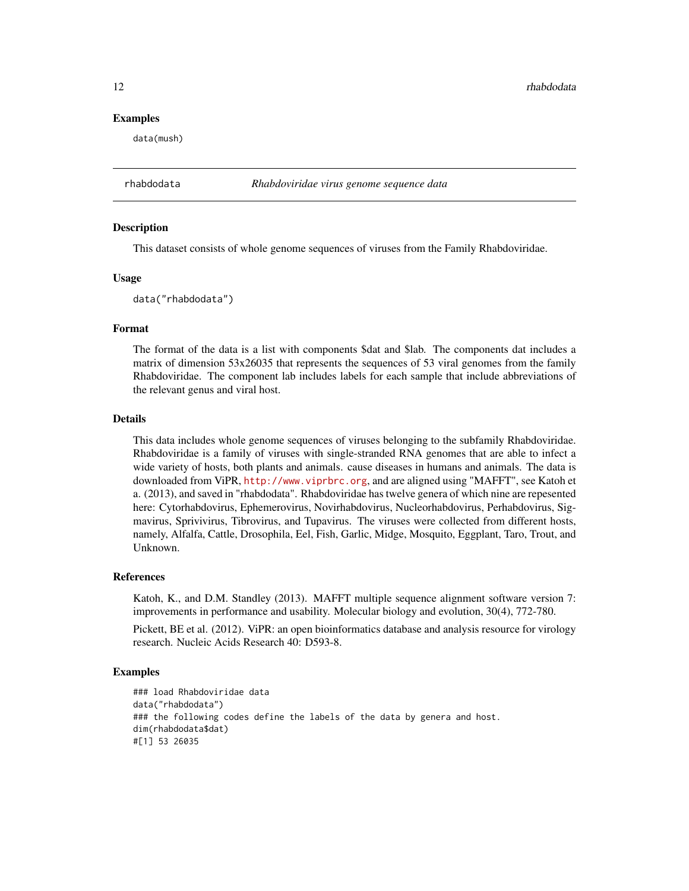### Examples

```
data(mush)
```

---

## rhabdodata — *Rhabdoviridae virus genome sequence data*

---

### Description

This dataset consists of whole genome sequences of viruses from the Family Rhabdoviridae.

### Usage

```
data("rhabdodata")
```

### Format

The format of the data is a list with components $dat and $lab. The components dat includes a matrix of dimension 53x26035 that represents the sequences of 53 viral genomes from the family Rhabdoviridae. The component lab includes labels for each sample that include abbreviations of the relevant genus and viral host.

### Details

This data includes whole genome sequences of viruses belonging to the subfamily Rhabdoviridae. Rhabdoviridae is a family of viruses with single-stranded RNA genomes that are able to infect a wide variety of hosts, both plants and animals. cause diseases in humans and animals. The data is downloaded from ViPR, http://www.viprbrc.org, and are aligned using "MAFFT", see Katoh et a. (2013), and saved in "rhabdodata". Rhabdoviridae has twelve genera of which nine are repesented here: Cytorhabdovirus, Ephemerovirus, Novirhabdovirus, Nucleorhabdovirus, Perhabdovirus, Sigmavirus, Sprivivirus, Tibrovirus, and Tupavirus. The viruses were collected from different hosts, namely, Alfalfa, Cattle, Drosophila, Eel, Fish, Garlic, Midge, Mosquito, Eggplant, Taro, Trout, and Unknown.

### References

Katoh, K., and D.M. Standley (2013). MAFFT multiple sequence alignment software version 7: improvements in performance and usability. Molecular biology and evolution, 30(4), 772-780.

Pickett, BE et al. (2012). ViPR: an open bioinformatics database and analysis resource for virology research. Nucleic Acids Research 40: D593-8.

### Examples

```
### load Rhabdoviridae data
data("rhabdodata")
### the following codes define the labels of the data by genera and host.
dim(rhabdodata$dat)
#[1] 53 26035
```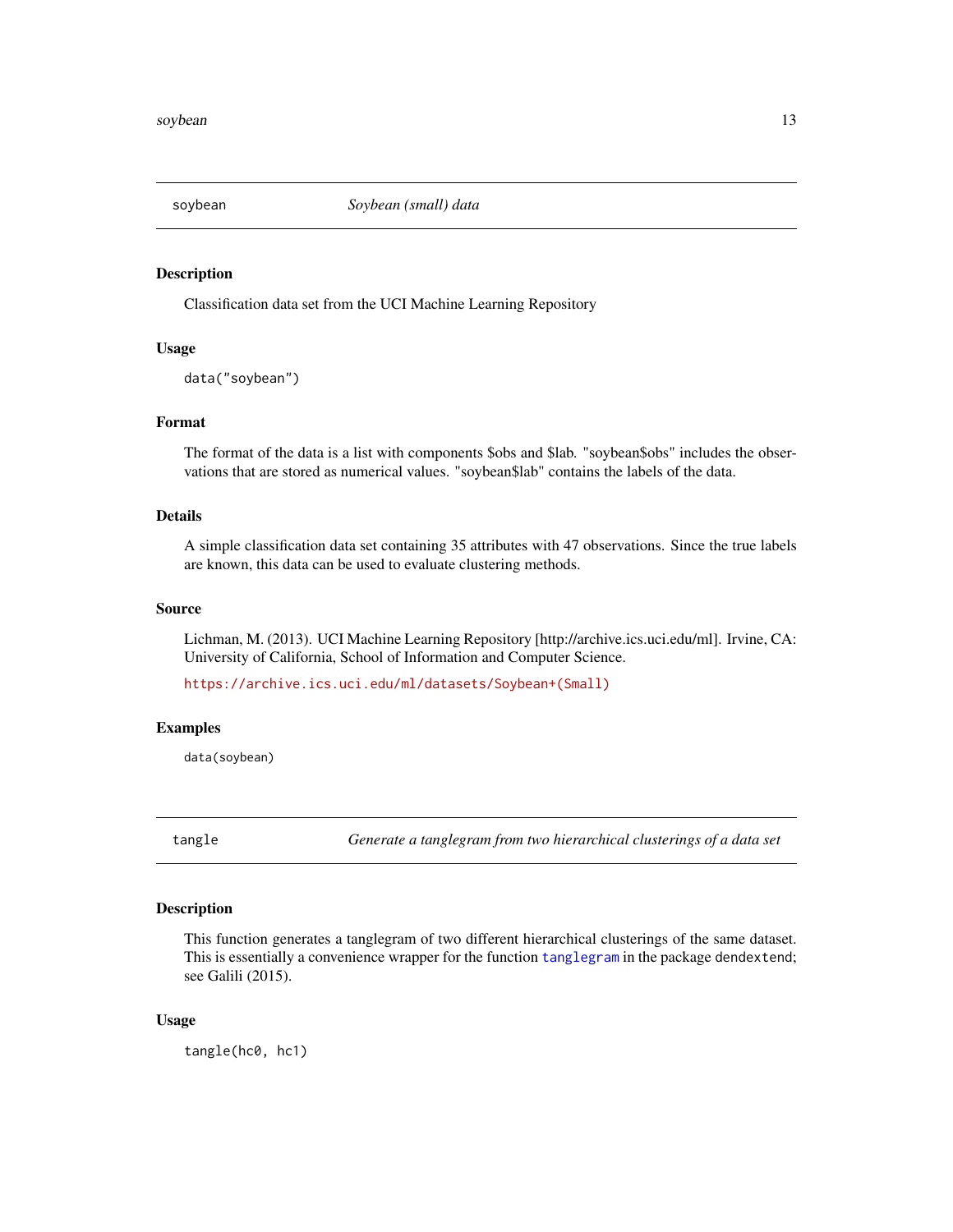## soybean — *Soybean (small) data*

### Description

Classification data set from the UCI Machine Learning Repository

### Usage

```
data("soybean")
```

### Format

The format of the data is a list with components $obs and $lab. "soybean$obs" includes the observations that are stored as numerical values. "soybean$lab" contains the labels of the data.

### Details

A simple classification data set containing 35 attributes with 47 observations. Since the true labels are known, this data can be used to evaluate clustering methods.

### Source

Lichman, M. (2013). UCI Machine Learning Repository [http://archive.ics.uci.edu/ml]. Irvine, CA: University of California, School of Information and Computer Science.

https://archive.ics.uci.edu/ml/datasets/Soybean+(Small)

### Examples

```
data(soybean)
```

## tangle — *Generate a tanglegram from two hierarchical clusterings of a data set*

### Description

This function generates a tanglegram of two different hierarchical clusterings of the same dataset. This is essentially a convenience wrapper for the function `tanglegram` in the package `dendextend`; see Galili (2015).

### Usage

```
tangle(hc0, hc1)
```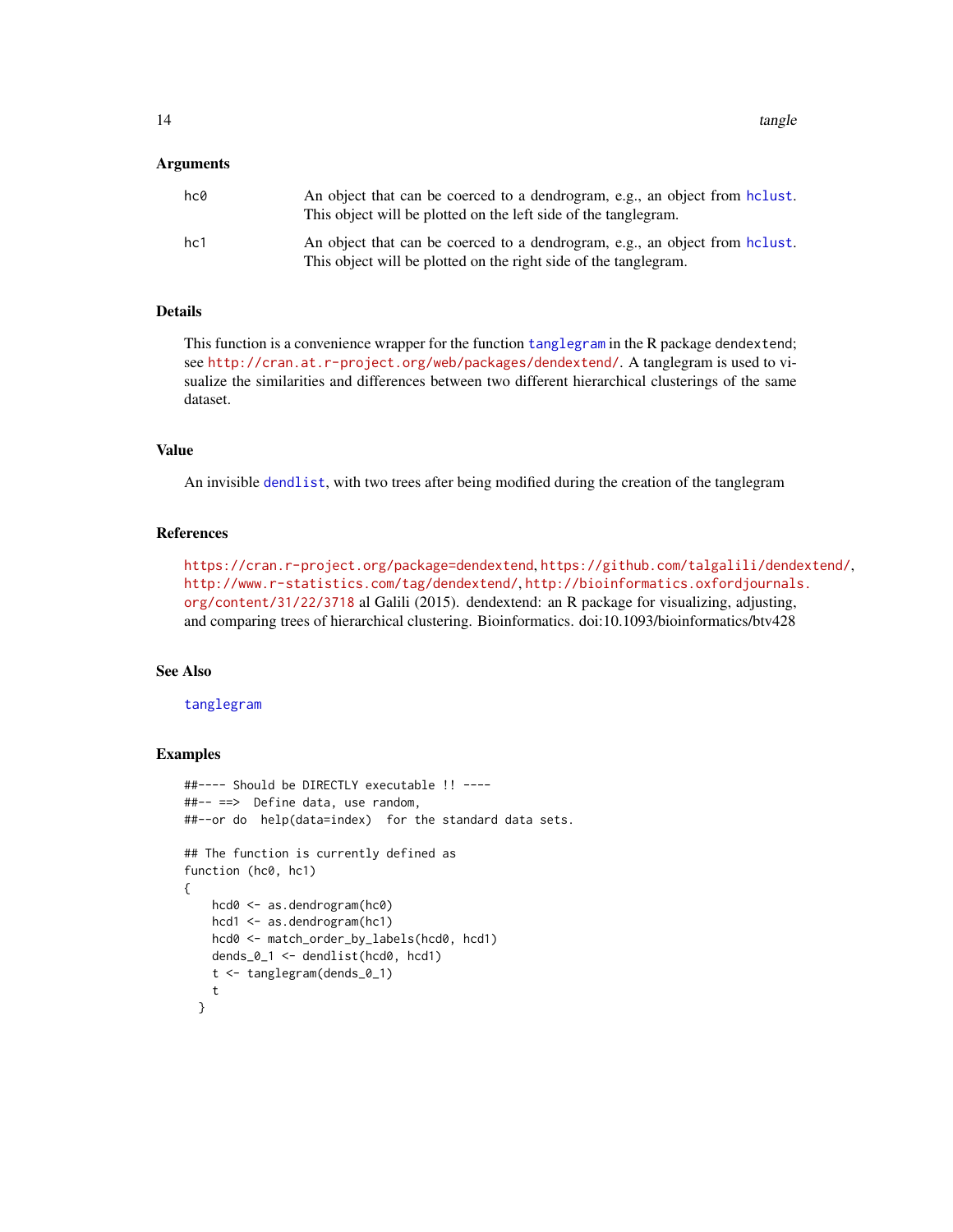## Arguments

- `hc0` An object that can be coerced to a dendrogram, e.g., an object from `hclust`. This object will be plotted on the left side of the tanglegram.
- `hc1` An object that can be coerced to a dendrogram, e.g., an object from `hclust`. This object will be plotted on the right side of the tanglegram.

## Details

This function is a convenience wrapper for the function `tanglegram` in the R package dendextend; see http://cran.at.r-project.org/web/packages/dendextend/. A tanglegram is used to visualize the similarities and differences between two different hierarchical clusterings of the same dataset.

## Value

An invisible `dendlist`, with two trees after being modified during the creation of the tanglegram

## References

https://cran.r-project.org/package=dendextend, https://github.com/talgalili/dendextend/, http://www.r-statistics.com/tag/dendextend/, http://bioinformatics.oxfordjournals.org/content/31/22/3718 al Galili (2015). dendextend: an R package for visualizing, adjusting, and comparing trees of hierarchical clustering. Bioinformatics. doi:10.1093/bioinformatics/btv428

## See Also

`tanglegram`

## Examples

```
##---- Should be DIRECTLY executable !! ----
##-- ==>  Define data, use random,
##--or do  help(data=index)  for the standard data sets.

## The function is currently defined as
function (hc0, hc1)
{
    hcd0 <- as.dendrogram(hc0)
    hcd1 <- as.dendrogram(hc1)
    hcd0 <- match_order_by_labels(hcd0, hcd1)
    dends_0_1 <- dendlist(hcd0, hcd1)
    t <- tanglegram(dends_0_1)
    t
  }
```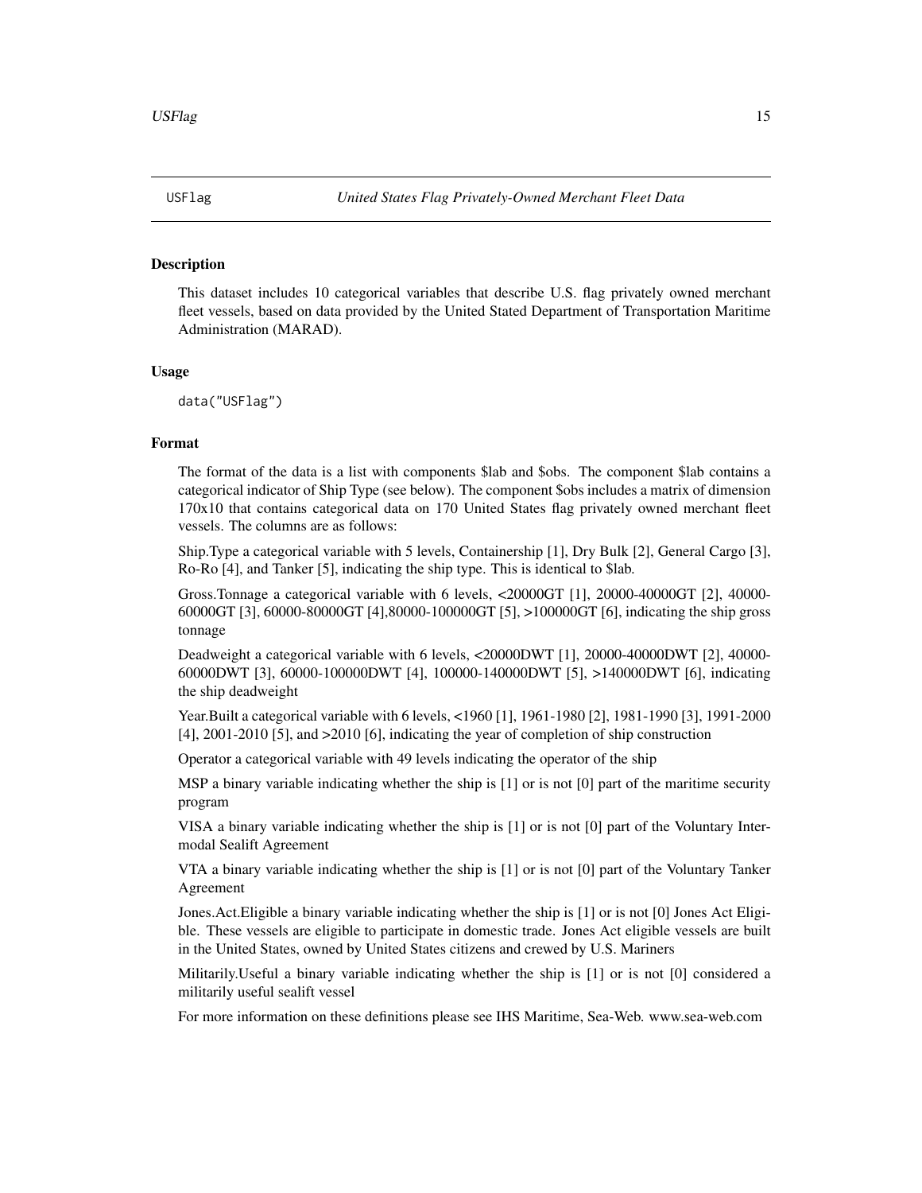USFlag *United States Flag Privately-Owned Merchant Fleet Data*

## Description

This dataset includes 10 categorical variables that describe U.S. flag privately owned merchant fleet vessels, based on data provided by the United Stated Department of Transportation Maritime Administration (MARAD).

## Usage

```
data("USFlag")
```

## Format

The format of the data is a list with components $lab and $obs. The component $lab contains a categorical indicator of Ship Type (see below). The component $obs includes a matrix of dimension 170x10 that contains categorical data on 170 United States flag privately owned merchant fleet vessels. The columns are as follows:

Ship.Type a categorical variable with 5 levels, Containership [1], Dry Bulk [2], General Cargo [3], Ro-Ro [4], and Tanker [5], indicating the ship type. This is identical to $lab.

Gross.Tonnage a categorical variable with 6 levels, <20000GT [1], 20000-40000GT [2], 40000-60000GT [3], 60000-80000GT [4],80000-100000GT [5], >100000GT [6], indicating the ship gross tonnage

Deadweight a categorical variable with 6 levels, <20000DWT [1], 20000-40000DWT [2], 40000-60000DWT [3], 60000-100000DWT [4], 100000-140000DWT [5], >140000DWT [6], indicating the ship deadweight

Year.Built a categorical variable with 6 levels, <1960 [1], 1961-1980 [2], 1981-1990 [3], 1991-2000 [4], 2001-2010 [5], and >2010 [6], indicating the year of completion of ship construction

Operator a categorical variable with 49 levels indicating the operator of the ship

MSP a binary variable indicating whether the ship is [1] or is not [0] part of the maritime security program

VISA a binary variable indicating whether the ship is [1] or is not [0] part of the Voluntary Intermodal Sealift Agreement

VTA a binary variable indicating whether the ship is [1] or is not [0] part of the Voluntary Tanker Agreement

Jones.Act.Eligible a binary variable indicating whether the ship is [1] or is not [0] Jones Act Eligible. These vessels are eligible to participate in domestic trade. Jones Act eligible vessels are built in the United States, owned by United States citizens and crewed by U.S. Mariners

Militarily.Useful a binary variable indicating whether the ship is [1] or is not [0] considered a militarily useful sealift vessel

For more information on these definitions please see IHS Maritime, Sea-Web. www.sea-web.com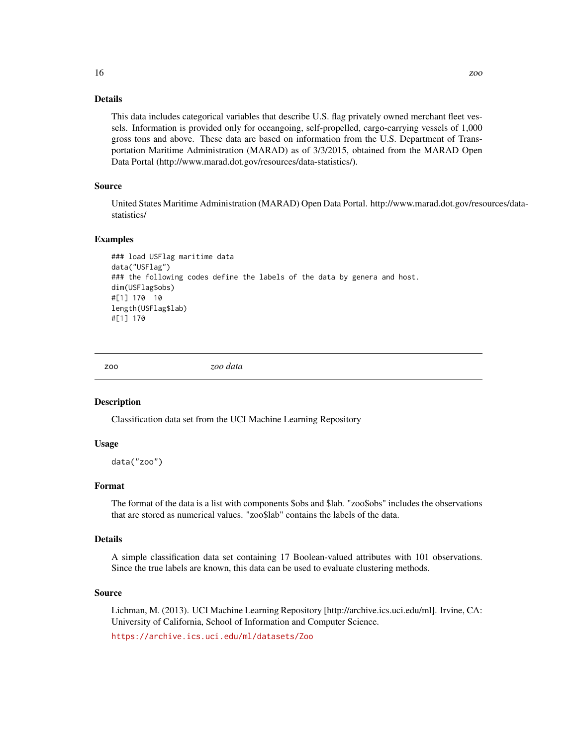### Details

This data includes categorical variables that describe U.S. flag privately owned merchant fleet vessels. Information is provided only for oceangoing, self-propelled, cargo-carrying vessels of 1,000 gross tons and above. These data are based on information from the U.S. Department of Transportation Maritime Administration (MARAD) as of 3/3/2015, obtained from the MARAD Open Data Portal (http://www.marad.dot.gov/resources/data-statistics/).

### Source

United States Maritime Administration (MARAD) Open Data Portal. http://www.marad.dot.gov/resources/data-statistics/

### Examples

```
### load USFlag maritime data
data("USFlag")
### the following codes define the labels of the data by genera and host.
dim(USFlag$obs)
#[1] 170  10
length(USFlag$lab)
#[1] 170
```

---

## zoo — *zoo data*

### Description

Classification data set from the UCI Machine Learning Repository

### Usage

```
data("zoo")
```

### Format

The format of the data is a list with components $obs and $lab. "zoo$obs" includes the observations that are stored as numerical values. "zoo$lab" contains the labels of the data.

### Details

A simple classification data set containing 17 Boolean-valued attributes with 101 observations. Since the true labels are known, this data can be used to evaluate clustering methods.

### Source

Lichman, M. (2013). UCI Machine Learning Repository [http://archive.ics.uci.edu/ml]. Irvine, CA: University of California, School of Information and Computer Science.

https://archive.ics.uci.edu/ml/datasets/Zoo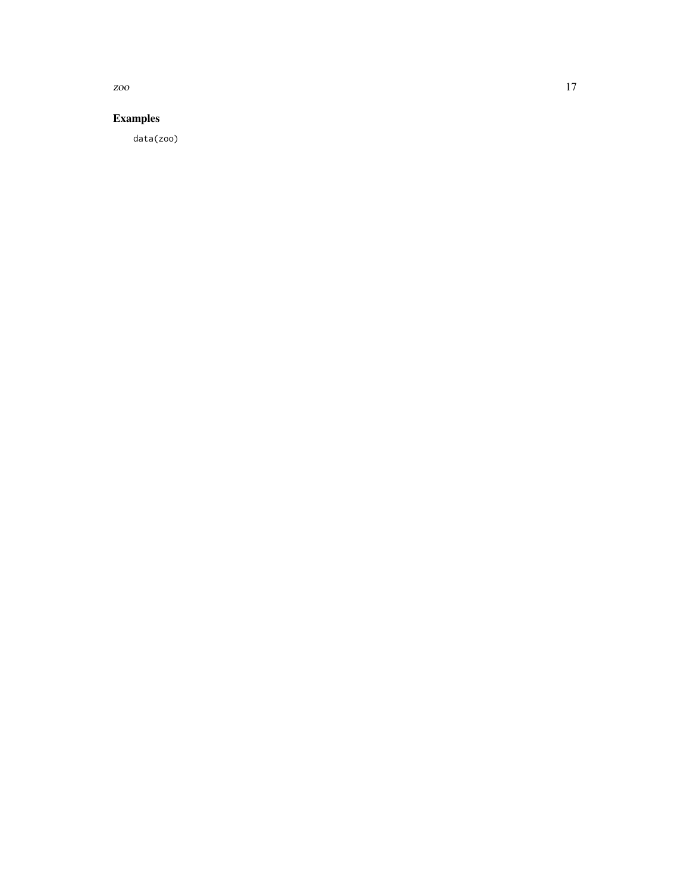### Examples

```
data(zoo)
```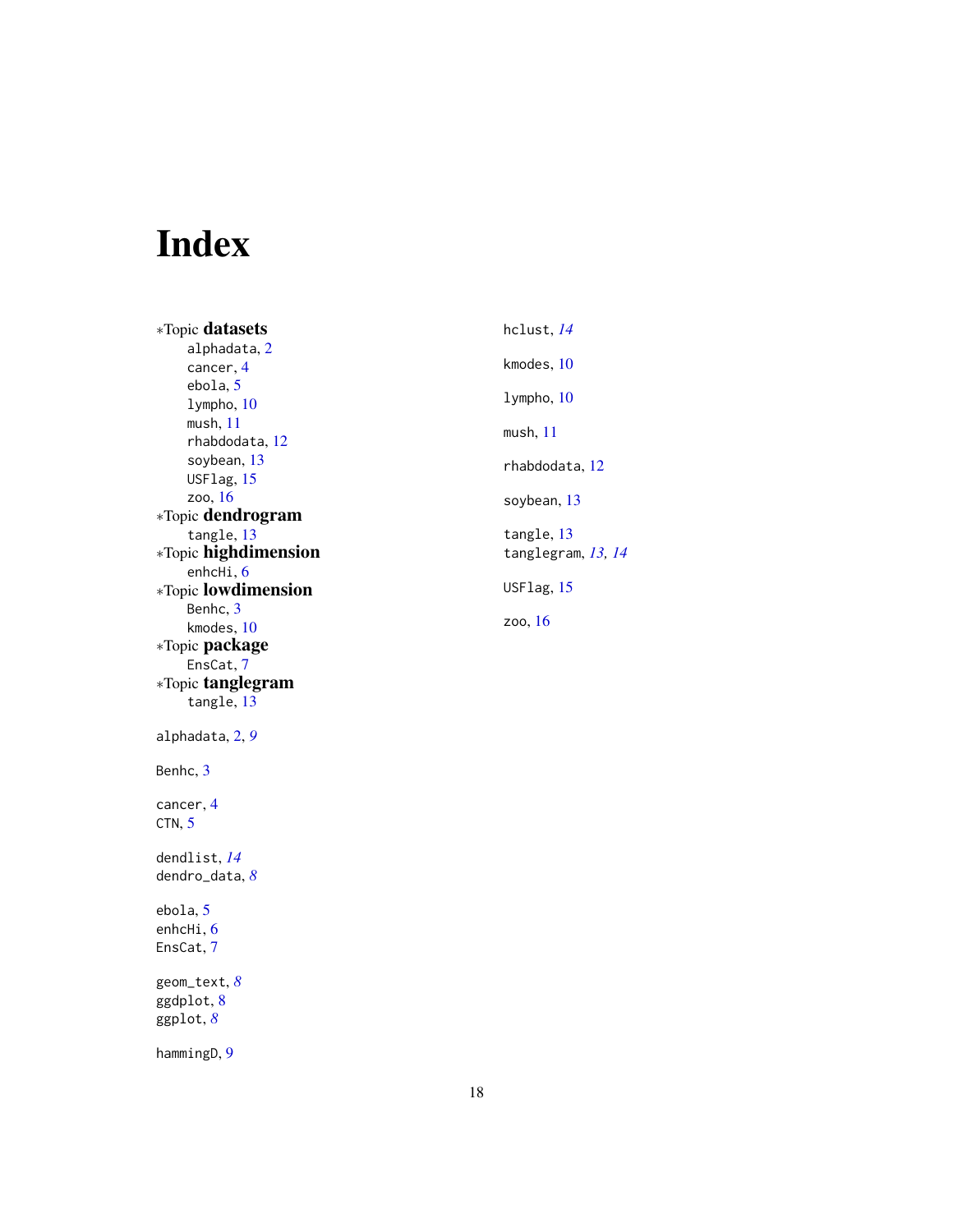# Index

*Topic **datasets**
- alphadata, 2
- cancer, 4
- ebola, 5
- lympho, 10
- mush, 11
- rhabdodata, 12
- soybean, 13
- USFlag, 15
- zoo, 16

*Topic **dendrogram**
- tangle, 13

*Topic **highdimension**
- enhcHi, 6

*Topic **lowdimension**
- Benhc, 3
- kmodes, 10

*Topic **package**
- EnsCat, 7

*Topic **tanglegram**
- tangle, 13

alphadata, 2, *9*

Benhc, 3

cancer, 4
CTN, 5

dendlist, *14*
dendro_data, *8*

ebola, 5
enhcHi, 6
EnsCat, 7

geom_text, *8*
ggdplot, 8
ggplot, *8*

hammingD, 9
hclust, *14*

kmodes, 10

lympho, 10

mush, 11

rhabdodata, 12

soybean, 13

tangle, 13
tanglegram, *13*, *14*

USFlag, 15

zoo, 16